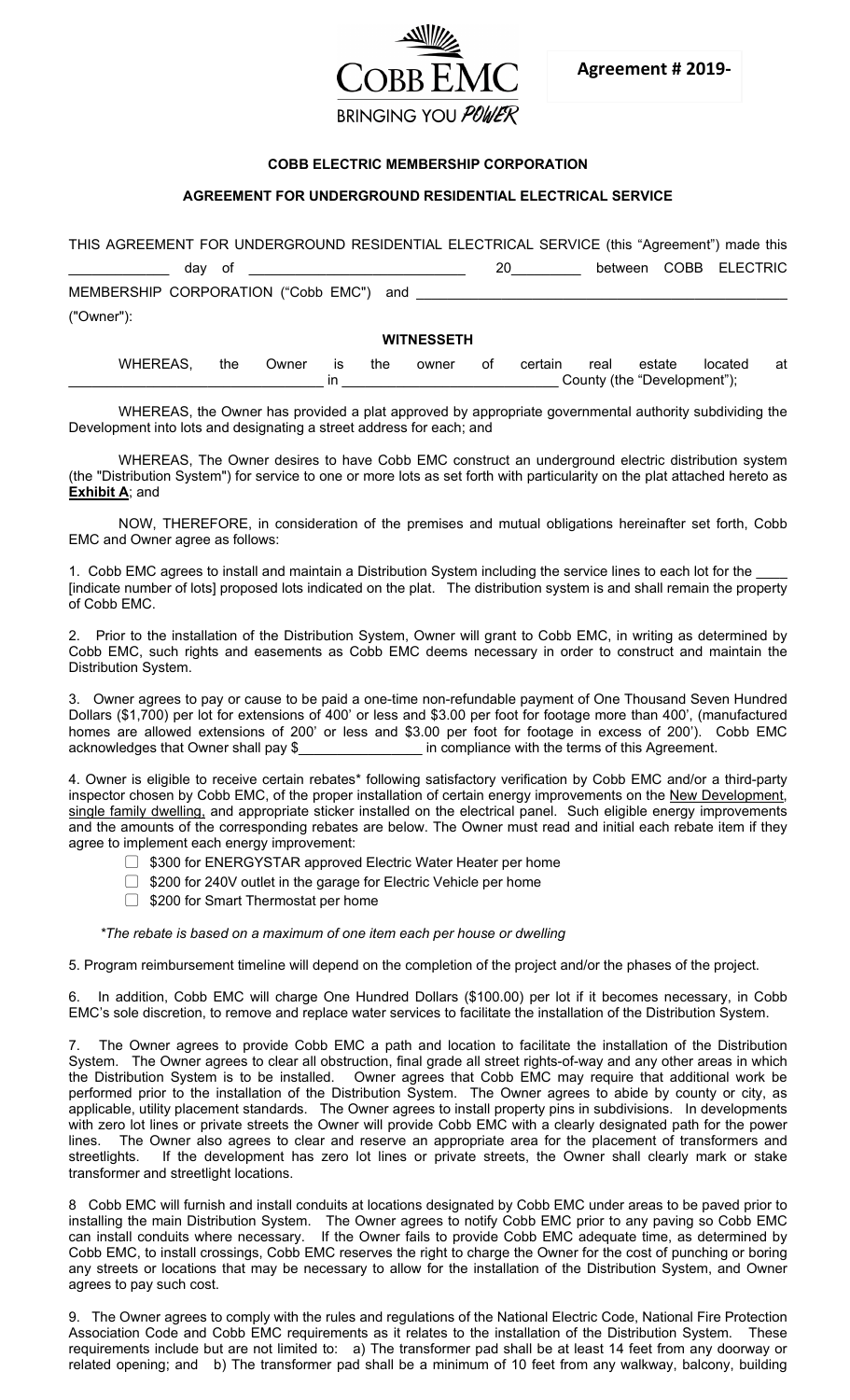**Agreement # 2019-**

**COBB ELECTRIC MEMBERSHIP CORPORATION**

**AGREEMENT FOR UNDERGROUND RESIDENTIAL ELECTRICAL SERVICE**

THIS AGREEMENT FOR UNDERGROUND RESIDENTIAL ELECTRICAL SERVICE (this "Agreement") made this ____________ day of ____________________________ 20_________ between COBB ELECTRIC MEMBERSHIP CORPORATION ("Cobb EMC") and ______________________________________________ ("Owner"):

**WITNESSETH**

WHEREAS, the Owner is the owner of certain real estate located at ______________________________ in ____________________________ County (the "Development");

WHEREAS, the Owner has provided a plat approved by appropriate governmental authority subdividing the Development into lots and designating a street address for each; and

WHEREAS, The Owner desires to have Cobb EMC construct an underground electric distribution system (the "Distribution System") for service to one or more lots as set forth with particularity on the plat attached hereto as **Exhibit A**; and

NOW, THEREFORE, in consideration of the premises and mutual obligations hereinafter set forth, Cobb EMC and Owner agree as follows:

1. Cobb EMC agrees to install and maintain a Distribution System including the service lines to each lot for the ____ [indicate number of lots] proposed lots indicated on the plat. The distribution system is and shall remain the property of Cobb EMC.

2. Prior to the installation of the Distribution System, Owner will grant to Cobb EMC, in writing as determined by Cobb EMC, such rights and easements as Cobb EMC deems necessary in order to construct and maintain the Distribution System.

3. Owner agrees to pay or cause to be paid a one-time non-refundable payment of One Thousand Seven Hundred Dollars ($1,700) per lot for extensions of 400' or less and $3.00 per foot for footage more than 400', (manufactured homes are allowed extensions of 200' or less and $3.00 per foot for footage in excess of 200'). Cobb EMC acknowledges that Owner shall pay $_______________ in compliance with the terms of this Agreement.

4. Owner is eligible to receive certain rebates* following satisfactory verification by Cobb EMC and/or a third-party inspector chosen by Cobb EMC, of the proper installation of certain energy improvements on the New Development, single family dwelling, and appropriate sticker installed on the electrical panel. Such eligible energy improvements and the amounts of the corresponding rebates are below. The Owner must read and initial each rebate item if they agree to implement each energy improvement:

- ☐ $300 for ENERGYSTAR approved Electric Water Heater per home
- ☐ $200 for 240V outlet in the garage for Electric Vehicle per home
- ☐ $200 for Smart Thermostat per home

*\*The rebate is based on a maximum of one item each per house or dwelling*

5. Program reimbursement timeline will depend on the completion of the project and/or the phases of the project.

6. In addition, Cobb EMC will charge One Hundred Dollars ($100.00) per lot if it becomes necessary, in Cobb EMC's sole discretion, to remove and replace water services to facilitate the installation of the Distribution System.

7. The Owner agrees to provide Cobb EMC a path and location to facilitate the installation of the Distribution System. The Owner agrees to clear all obstruction, final grade all street rights-of-way and any other areas in which the Distribution System is to be installed. Owner agrees that Cobb EMC may require that additional work be performed prior to the installation of the Distribution System. The Owner agrees to abide by county or city, as applicable, utility placement standards. The Owner agrees to install property pins in subdivisions. In developments with zero lot lines or private streets the Owner will provide Cobb EMC with a clearly designated path for the power lines. The Owner also agrees to clear and reserve an appropriate area for the placement of transformers and streetlights. If the development has zero lot lines or private streets, the Owner shall clearly mark or stake transformer and streetlight locations.

8 Cobb EMC will furnish and install conduits at locations designated by Cobb EMC under areas to be paved prior to installing the main Distribution System. The Owner agrees to notify Cobb EMC prior to any paving so Cobb EMC can install conduits where necessary. If the Owner fails to provide Cobb EMC adequate time, as determined by Cobb EMC, to install crossings, Cobb EMC reserves the right to charge the Owner for the cost of punching or boring any streets or locations that may be necessary to allow for the installation of the Distribution System, and Owner agrees to pay such cost.

9. The Owner agrees to comply with the rules and regulations of the National Electric Code, National Fire Protection Association Code and Cobb EMC requirements as it relates to the installation of the Distribution System. These requirements include but are not limited to: a) The transformer pad shall be at least 14 feet from any doorway or related opening; and b) The transformer pad shall be a minimum of 10 feet from any walkway, balcony, building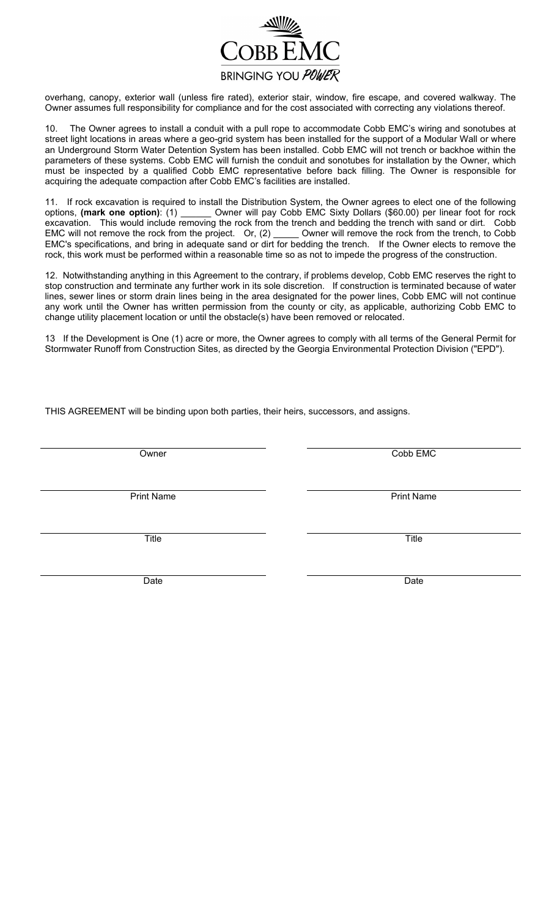overhang, canopy, exterior wall (unless fire rated), exterior stair, window, fire escape, and covered walkway. The Owner assumes full responsibility for compliance and for the cost associated with correcting any violations thereof.

10. The Owner agrees to install a conduit with a pull rope to accommodate Cobb EMC's wiring and sonotubes at street light locations in areas where a geo-grid system has been installed for the support of a Modular Wall or where an Underground Storm Water Detention System has been installed. Cobb EMC will not trench or backhoe within the parameters of these systems. Cobb EMC will furnish the conduit and sonotubes for installation by the Owner, which must be inspected by a qualified Cobb EMC representative before back filling. The Owner is responsible for acquiring the adequate compaction after Cobb EMC's facilities are installed.

11. If rock excavation is required to install the Distribution System, the Owner agrees to elect one of the following options, **(mark one option)**: (1) ______ Owner will pay Cobb EMC Sixty Dollars ($60.00) per linear foot for rock excavation. This would include removing the rock from the trench and bedding the trench with sand or dirt. Cobb EMC will not remove the rock from the project. Or, (2) _____ Owner will remove the rock from the trench, to Cobb EMC's specifications, and bring in adequate sand or dirt for bedding the trench. If the Owner elects to remove the rock, this work must be performed within a reasonable time so as not to impede the progress of the construction.

12. Notwithstanding anything in this Agreement to the contrary, if problems develop, Cobb EMC reserves the right to stop construction and terminate any further work in its sole discretion. If construction is terminated because of water lines, sewer lines or storm drain lines being in the area designated for the power lines, Cobb EMC will not continue any work until the Owner has written permission from the county or city, as applicable, authorizing Cobb EMC to change utility placement location or until the obstacle(s) have been removed or relocated.

13 If the Development is One (1) acre or more, the Owner agrees to comply with all terms of the General Permit for Stormwater Runoff from Construction Sites, as directed by the Georgia Environmental Protection Division ("EPD").

THIS AGREEMENT will be binding upon both parties, their heirs, successors, and assigns.

| | |
|---|---|
| ______________________ | ______________________ |
| Owner | Cobb EMC |
| ______________________ | ______________________ |
| Print Name | Print Name |
| ______________________ | ______________________ |
| Title | Title |
| ______________________ | ______________________ |
| Date | Date |